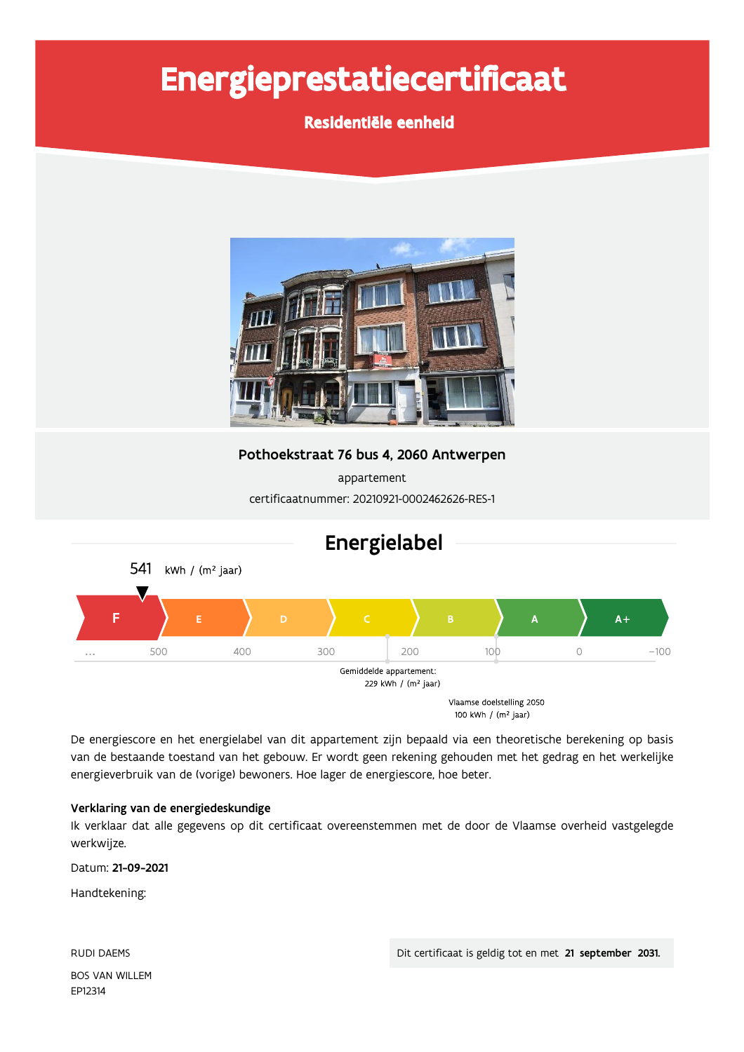# Energieprestatiecertificaat

**Residentiële eenheid**

**Pothoekstraat 76 bus 4, 2060 Antwerpen**

appartement

certificaatnummer: 20210921-0002462626-RES-1

## Energielabel

541 kWh / (m² jaar)

F | E | D | C | B | A | A+

... 500 400 300 200 100 0 -100

Gemiddelde appartement: 229 kWh / (m² jaar)

Vlaamse doelstelling 2050 100 kWh / (m² jaar)

De energiescore en het energielabel van dit appartement zijn bepaald via een theoretische berekening op basis van de bestaande toestand van het gebouw. Er wordt geen rekening gehouden met het gedrag en het werkelijke energieverbruik van de (vorige) bewoners. Hoe lager de energiescore, hoe beter.

**Verklaring van de energiedeskundige**

Ik verklaar dat alle gegevens op dit certificaat overeenstemmen met de door de Vlaamse overheid vastgelegde werkwijze.

Datum: **21-09-2021**

Handtekening:

RUDI DAEMS

BOS VAN WILLEM

EP12314

Dit certificaat is geldig tot en met **21 september 2031.**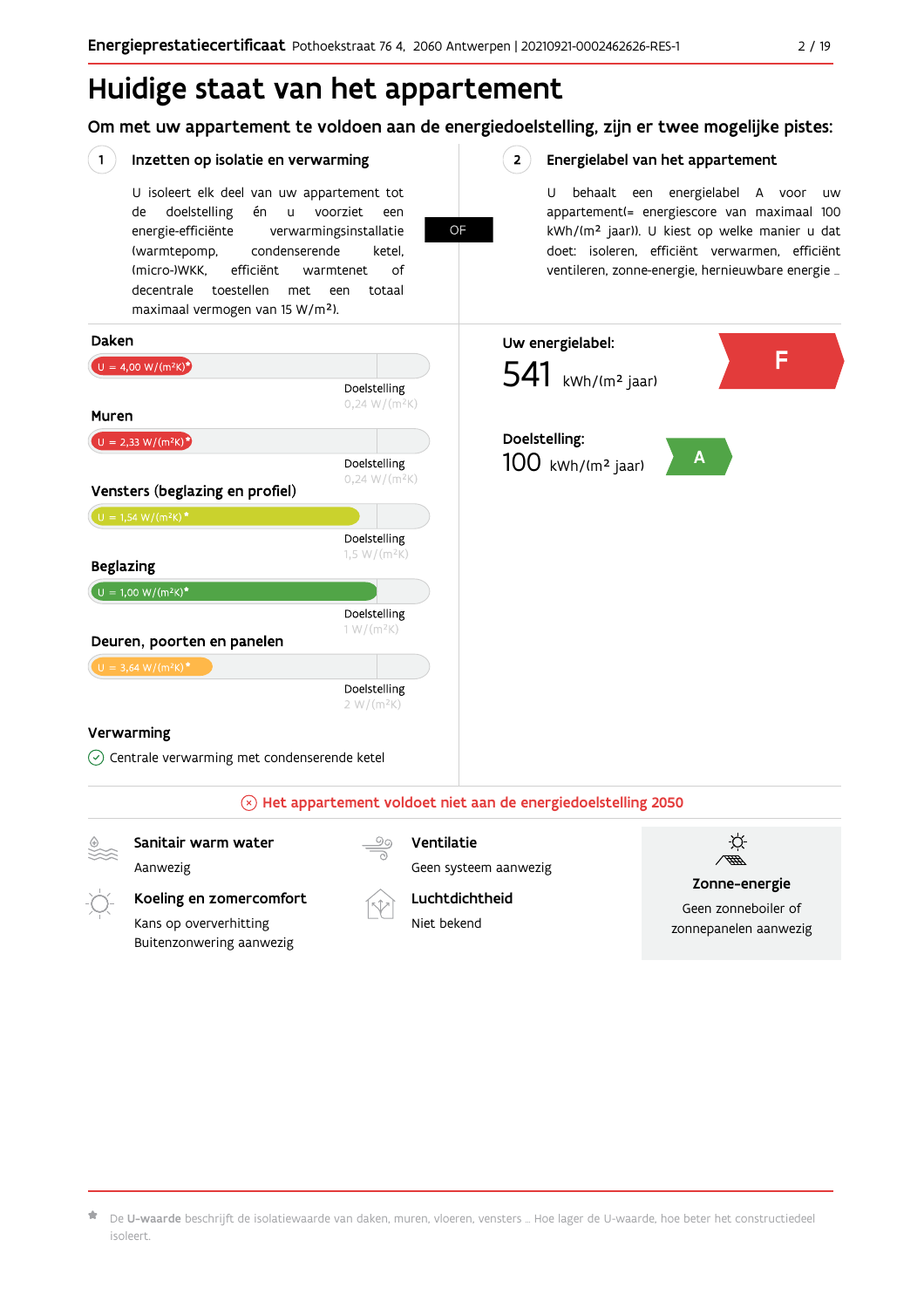# Huidige staat van het appartement

## Om met uw appartement te voldoen aan de energiedoelstelling, zijn er twee mogelijke pistes:

### 1 Inzetten op isolatie en verwarming

U isoleert elk deel van uw appartement tot de doelstelling én u voorziet een energie-efficiënte verwarmingsinstallatie (warmtepomp, condenserende ketel, (micro-)WKK, efficiënt warmtenet of decentrale toestellen met een totaal maximaal vermogen van 15 W/m²).

**OF**

### 2 Energielabel van het appartement

U behaalt een energielabel A voor uw appartement(= energiescore van maximaal 100 kWh/(m² jaar)). U kiest op welke manier u dat doet: isoleren, efficiënt verwarmen, efficiënt ventileren, zonne-energie, hernieuwbare energie ...

**Daken**

U = 4,00 W/(m²K)*

Doelstelling 0,24 W/(m²K)

**Muren**

U = 2,33 W/(m²K)*

Doelstelling 0,24 W/(m²K)

**Vensters (beglazing en profiel)**

U = 1,54 W/(m²K)*

Doelstelling 1,5 W/(m²K)

**Beglazing**

U = 1,00 W/(m²K)*

Doelstelling 1 W/(m²K)

**Deuren, poorten en panelen**

U = 3,64 W/(m²K)*

Doelstelling 2 W/(m²K)

**Verwarming**

Centrale verwarming met condenserende ketel

**Uw energielabel:**

541 kWh/(m² jaar) — F

**Doelstelling:**

100 kWh/(m² jaar) — A

**Het appartement voldoet niet aan de energiedoelstelling 2050**

**Sanitair warm water**

Aanwezig

**Koeling en zomercomfort**

Kans op oververhitting
Buitenzonwering aanwezig

**Ventilatie**

Geen systeem aanwezig

**Luchtdichtheid**

Niet bekend

**Zonne-energie**

Geen zonneboiler of zonnepanelen aanwezig

* De **U-waarde** beschrijft de isolatiewaarde van daken, muren, vloeren, vensters ... Hoe lager de U-waarde, hoe beter het constructiedeel isoleert.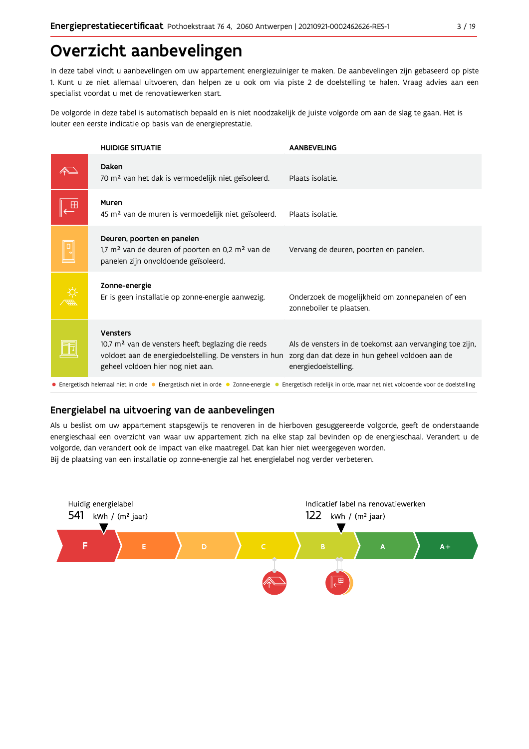# Overzicht aanbevelingen

In deze tabel vindt u aanbevelingen om uw appartement energiezuiniger te maken. De aanbevelingen zijn gebaseerd op piste 1. Kunt u ze niet allemaal uitvoeren, dan helpen ze u ook om via piste 2 de doelstelling te halen. Vraag advies aan een specialist voordat u met de renovatiewerken start.

De volgorde in deze tabel is automatisch bepaald en is niet noodzakelijk de juiste volgorde om aan de slag te gaan. Het is louter een eerste indicatie op basis van de energieprestatie.

| HUIDIGE SITUATIE | AANBEVELING |
|---|---|
| **Daken**<br>70 m² van het dak is vermoedelijk niet geïsoleerd. | Plaats isolatie. |
| **Muren**<br>45 m² van de muren is vermoedelijk niet geïsoleerd. | Plaats isolatie. |
| **Deuren, poorten en panelen**<br>1,7 m² van de deuren of poorten en 0,2 m² van de panelen zijn onvoldoende geïsoleerd. | Vervang de deuren, poorten en panelen. |
| **Zonne-energie**<br>Er is geen installatie op zonne-energie aanwezig. | Onderzoek de mogelijkheid om zonnepanelen of een zonneboiler te plaatsen. |
| **Vensters**<br>10,7 m² van de vensters heeft beglazing die reeds voldoet aan de energiedoelstelling. De vensters in hun geheel voldoen hier nog niet aan. | Als de vensters in de toekomst aan vervanging toe zijn, zorg dan dat deze in hun geheel voldoen aan de energiedoelstelling. |

● Energetisch helemaal niet in orde ● Energetisch niet in orde ● Zonne-energie ● Energetisch redelijk in orde, maar net niet voldoende voor de doelstelling

## Energielabel na uitvoering van de aanbevelingen

Als u beslist om uw appartement stapsgewijs te renoveren in de hierboven gesuggereerde volgorde, geeft de onderstaande energieschaal een overzicht van waar uw appartement zich na elke stap zal bevinden op de energieschaal. Verandert u de volgorde, dan verandert ook de impact van elke maatregel. Dat kan hier niet weergegeven worden.
Bij de plaatsing van een installatie op zonne-energie zal het energielabel nog verder verbeteren.

Huidig energielabel
541 kWh / (m² jaar)

Indicatief label na renovatiewerken
122 kWh / (m² jaar)

F | E | D | C | B | A | A+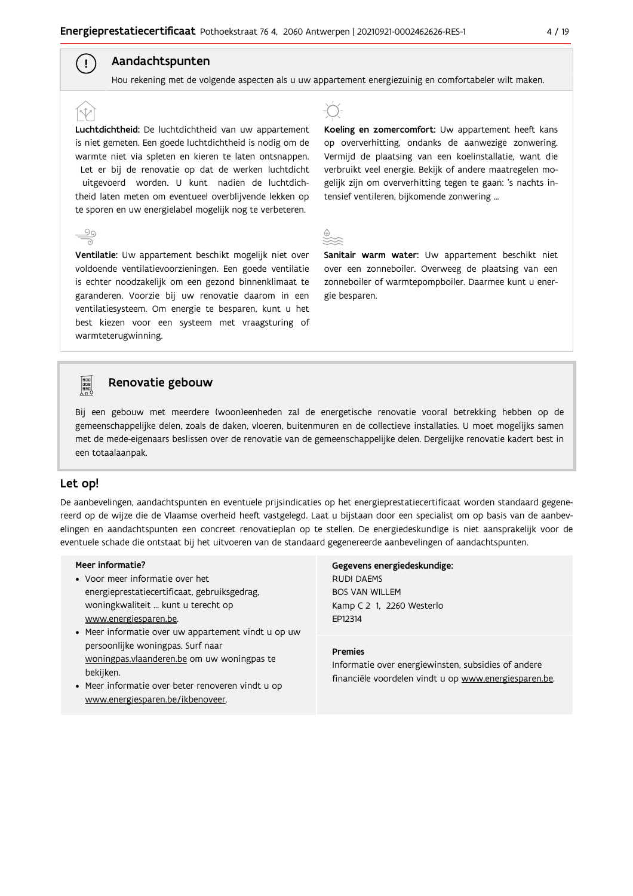## Aandachtspunten

Hou rekening met de volgende aspecten als u uw appartement energiezuinig en comfortabeler wilt maken.

**Luchtdichtheid:** De luchtdichtheid van uw appartement is niet gemeten. Een goede luchtdichtheid is nodig om de warmte niet via spleten en kieren te laten ontsnappen. Let er bij de renovatie op dat de werken luchtdicht uitgevoerd worden. U kunt nadien de luchtdichtheid laten meten om eventueel overblijvende lekken op te sporen en uw energielabel mogelijk nog te verbeteren.

**Ventilatie:** Uw appartement beschikt mogelijk niet over voldoende ventilatievoorzieningen. Een goede ventilatie is echter noodzakelijk om een gezond binnenklimaat te garanderen. Voorzie bij uw renovatie daarom in een ventilatiesysteem. Om energie te besparen, kunt u het best kiezen voor een systeem met vraagsturing of warmteterugwinning.

**Koeling en zomercomfort:** Uw appartement heeft kans op oververhitting, ondanks de aanwezige zonwering. Vermijd de plaatsing van een koelinstallatie, want die verbruikt veel energie. Bekijk of andere maatregelen mogelijk zijn om oververhitting tegen te gaan: 's nachts intensief ventileren, bijkomende zonwering ...

**Sanitair warm water:** Uw appartement beschikt niet over een zonneboiler. Overweeg de plaatsing van een zonneboiler of warmtepompboiler. Daarmee kunt u energie besparen.

## Renovatie gebouw

Bij een gebouw met meerdere (woon)eenheden zal de energetische renovatie vooral betrekking hebben op de gemeenschappelijke delen, zoals de daken, vloeren, buitenmuren en de collectieve installaties. U moet mogelijks samen met de mede-eigenaars beslissen over de renovatie van de gemeenschappelijke delen. Dergelijke renovatie kadert best in een totaalaanpak.

## Let op!

De aanbevelingen, aandachtspunten en eventuele prijsindicaties op het energieprestatiecertificaat worden standaard gegenereerd op de wijze die de Vlaamse overheid heeft vastgelegd. Laat u bijstaan door een specialist om op basis van de aanbevelingen en aandachtspunten een concreet renovatieplan op te stellen. De energiedeskundige is niet aansprakelijk voor de eventuele schade die ontstaat bij het uitvoeren van de standaard gegenereerde aanbevelingen of aandachtspunten.

**Meer informatie?**

- Voor meer informatie over het energieprestatiecertificaat, gebruiksgedrag, woningkwaliteit ... kunt u terecht op www.energiesparen.be.
- Meer informatie over uw appartement vindt u op uw persoonlijke woningpas. Surf naar woningpas.vlaanderen.be om uw woningpas te bekijken.
- Meer informatie over beter renoveren vindt u op www.energiesparen.be/ikbenoveer.

**Gegevens energiedeskundige:**

RUDI DAEMS
BOS VAN WILLEM
Kamp C 2 1, 2260 Westerlo
EP12314

**Premies**

Informatie over energiewinsten, subsidies of andere financiële voordelen vindt u op www.energiesparen.be.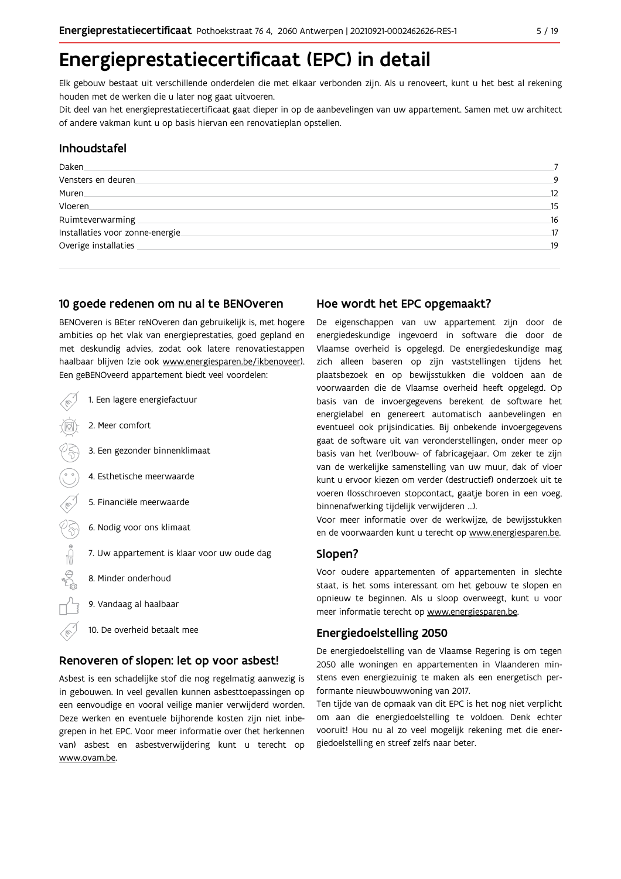# Energieprestatiecertificaat (EPC) in detail

Elk gebouw bestaat uit verschillende onderdelen die met elkaar verbonden zijn. Als u renoveert, kunt u het best al rekening houden met de werken die u later nog gaat uitvoeren.

Dit deel van het energieprestatiecertificaat gaat dieper in op de aanbevelingen van uw appartement. Samen met uw architect of andere vakman kunt u op basis hiervan een renovatieplan opstellen.

## Inhoudstafel

| | |
|---|---|
| Daken | 7 |
| Vensters en deuren | 9 |
| Muren | 12 |
| Vloeren | 15 |
| Ruimteverwarming | 16 |
| Installaties voor zonne-energie | 17 |
| Overige installaties | 19 |

## 10 goede redenen om nu al te BENOveren

BENOveren is BEter reNOveren dan gebruikelijk is, met hogere ambities op het vlak van energieprestaties, goed gepland en met deskundig advies, zodat ook latere renovatiestappen haalbaar blijven (zie ook www.energiesparen.be/ikbenoveer). Een geBENOveerd appartement biedt veel voordelen:

1. Een lagere energiefactuur
2. Meer comfort
3. Een gezonder binnenklimaat
4. Esthetische meerwaarde
5. Financiële meerwaarde
6. Nodig voor ons klimaat
7. Uw appartement is klaar voor uw oude dag
8. Minder onderhoud
9. Vandaag al haalbaar
10. De overheid betaalt mee

## Renoveren of slopen: let op voor asbest!

Asbest is een schadelijke stof die nog regelmatig aanwezig is in gebouwen. In veel gevallen kunnen asbesttoepassingen op een eenvoudige en vooral veilige manier verwijderd worden. Deze werken en eventuele bijhorende kosten zijn niet inbegrepen in het EPC. Voor meer informatie over (het herkennen van) asbest en asbestverwijdering kunt u terecht op www.ovam.be.

## Hoe wordt het EPC opgemaakt?

De eigenschappen van uw appartement zijn door de energiedeskundige ingevoerd in software die door de Vlaamse overheid is opgelegd. De energiedeskundige mag zich alleen baseren op zijn vaststellingen tijdens het plaatsbezoek en op bewijsstukken die voldoen aan de voorwaarden die de Vlaamse overheid heeft opgelegd. Op basis van de invoergegevens berekent de software het energielabel en genereert automatisch aanbevelingen en eventueel ook prijsindicaties. Bij onbekende invoergegevens gaat de software uit van veronderstellingen, onder meer op basis van het (ver)bouw- of fabricagejaar. Om zeker te zijn van de werkelijke samenstelling van uw muur, dak of vloer kunt u ervoor kiezen om verder (destructief) onderzoek uit te voeren (losschroeven stopcontact, gaatje boren in een voeg, binnenafwerking tijdelijk verwijderen ...).

Voor meer informatie over de werkwijze, de bewijsstukken en de voorwaarden kunt u terecht op www.energiesparen.be.

## Slopen?

Voor oudere appartementen of appartementen in slechte staat, is het soms interessant om het gebouw te slopen en opnieuw te beginnen. Als u sloop overweegt, kunt u voor meer informatie terecht op www.energiesparen.be.

## Energiedoelstelling 2050

De energiedoelstelling van de Vlaamse Regering is om tegen 2050 alle woningen en appartementen in Vlaanderen minstens even energiezuinig te maken als een energetisch performante nieuwbouwwoning van 2017.

Ten tijde van de opmaak van dit EPC is het nog niet verplicht om aan die energiedoelstelling te voldoen. Denk echter vooruit! Hou nu al zo veel mogelijk rekening met die energiedoelstelling en streef zelfs naar beter.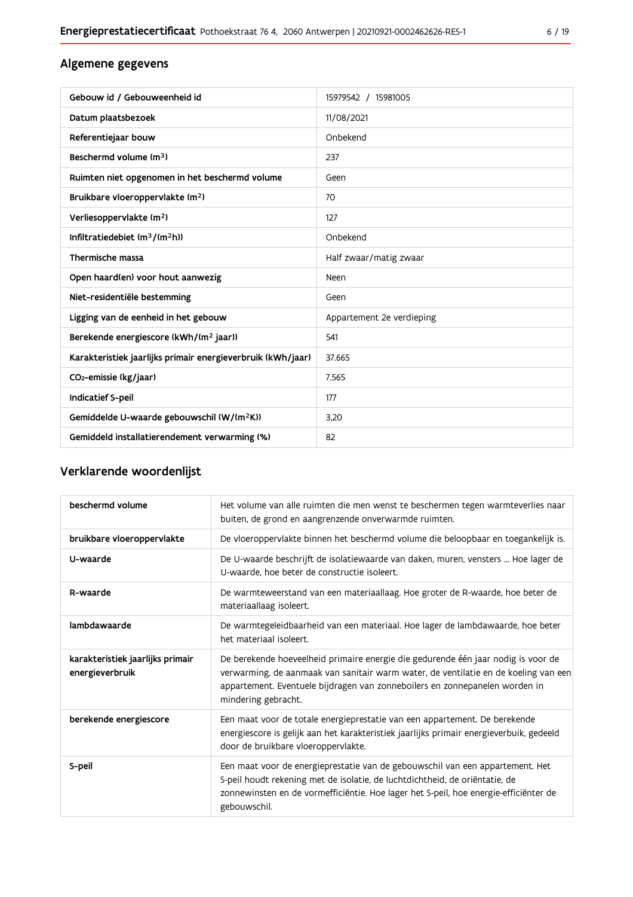## Algemene gegevens

| Gebouw id / Gebouweenheid id | 15979542 / 15981005 |
|---|---|
| Datum plaatsbezoek | 11/08/2021 |
| Referentiejaar bouw | Onbekend |
| Beschermd volume ($m^3$) | 237 |
| Ruimten niet opgenomen in het beschermd volume | Geen |
| Bruikbare vloeroppervlakte ($m^2$) | 70 |
| Verliesoppervlakte ($m^2$) | 127 |
| Infiltratiedebiet ($m^3/(m^2h)$) | Onbekend |
| Thermische massa | Half zwaar/matig zwaar |
| Open haard(en) voor hout aanwezig | Neen |
| Niet-residentiële bestemming | Geen |
| Ligging van de eenheid in het gebouw | Appartement 2e verdieping |
| Berekende energiescore (kWh/($m^2$ jaar)) | 541 |
| Karakteristiek jaarlijks primair energieverbruik (kWh/jaar) | 37.665 |
| $CO_2$-emissie (kg/jaar) | 7.565 |
| Indicatief S-peil | 177 |
| Gemiddelde U-waarde gebouwschil (W/($m^2$K)) | 3,20 |
| Gemiddeld installatierendement verwarming (%) | 82 |

## Verklarende woordenlijst

| beschermd volume | Het volume van alle ruimten die men wenst te beschermen tegen warmteverlies naar buiten, de grond en aangrenzende onverwarmde ruimten. |
|---|---|
| bruikbare vloeroppervlakte | De vloeroppervlakte binnen het beschermd volume die beloopbaar en toegankelijk is. |
| U-waarde | De U-waarde beschrijft de isolatiewaarde van daken, muren, vensters ... Hoe lager de U-waarde, hoe beter de constructie isoleert. |
| R-waarde | De warmteweerstand van een materiaallaag. Hoe groter de R-waarde, hoe beter de materiaallaag isoleert. |
| lambdawaarde | De warmtegeleidbaarheid van een materiaal. Hoe lager de lambdawaarde, hoe beter het materiaal isoleert. |
| karakteristiek jaarlijks primair energieverbruik | De berekende hoeveelheid primaire energie die gedurende één jaar nodig is voor de verwarming, de aanmaak van sanitair warm water, de ventilatie en de koeling van een appartement. Eventuele bijdragen van zonneboilers en zonnepanelen worden in mindering gebracht. |
| berekende energiescore | Een maat voor de totale energieprestatie van een appartement. De berekende energiescore is gelijk aan het karakteristiek jaarlijks primair energieverbuik, gedeeld door de bruikbare vloeroppervlakte. |
| S-peil | Een maat voor de energieprestatie van de gebouwschil van een appartement. Het S-peil houdt rekening met de isolatie, de luchtdichtheid, de oriëntatie, de zonnewinsten en de vormefficiëntie. Hoe lager het S-peil, hoe energie-efficiënter de gebouwschil. |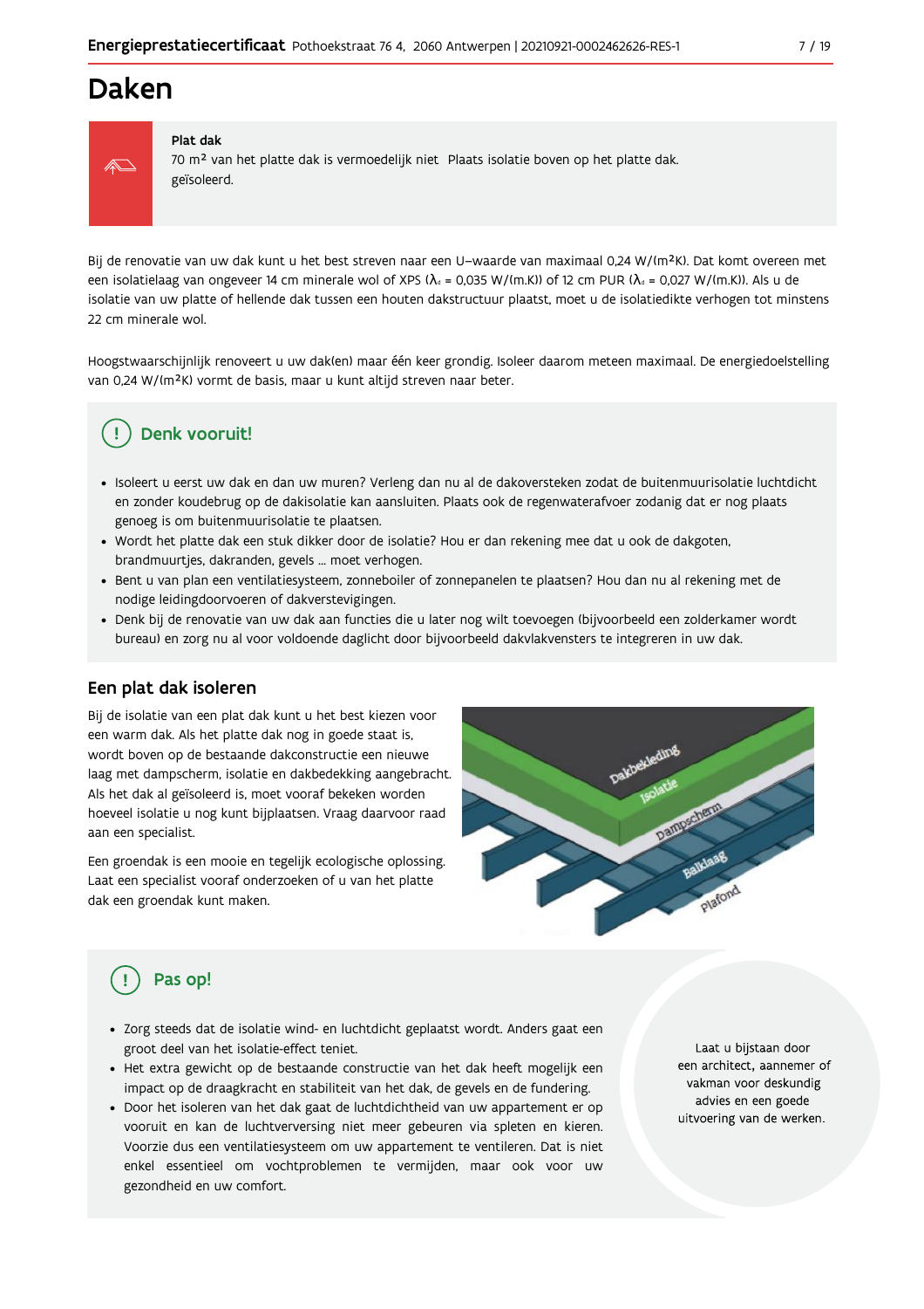# Daken

**Plat dak**

70 m² van het platte dak is vermoedelijk niet geïsoleerd. Plaats isolatie boven op het platte dak.

Bij de renovatie van uw dak kunt u het best streven naar een U–waarde van maximaal 0,24 W/(m²K). Dat komt overeen met een isolatielaag van ongeveer 14 cm minerale wol of XPS ($\lambda_d$ = 0,035 W/(m.K)) of 12 cm PUR ($\lambda_d$ = 0,027 W/(m.K)). Als u de isolatie van uw platte of hellende dak tussen een houten dakstructuur plaatst, moet u de isolatiedikte verhogen tot minstens 22 cm minerale wol.

Hoogstwaarschijnlijk renoveert u uw dak(en) maar één keer grondig. Isoleer daarom meteen maximaal. De energiedoelstelling van 0,24 W/(m²K) vormt de basis, maar u kunt altijd streven naar beter.

## Denk vooruit!

- Isoleert u eerst uw dak en dan uw muren? Verleng dan nu al de dakoversteken zodat de buitenmuurisolatie luchtdicht en zonder koudebrug op de dakisolatie kan aansluiten. Plaats ook de regenwaterafvoer zodanig dat er nog plaats genoeg is om buitenmuurisolatie te plaatsen.
- Wordt het platte dak een stuk dikker door de isolatie? Hou er dan rekening mee dat u ook de dakgoten, brandmuurtjes, dakranden, gevels … moet verhogen.
- Bent u van plan een ventilatiesysteem, zonneboiler of zonnepanelen te plaatsen? Hou dan nu al rekening met de nodige leidingdoorvoeren of dakverstevigingen.
- Denk bij de renovatie van uw dak aan functies die u later nog wilt toevoegen (bijvoorbeeld een zolderkamer wordt bureau) en zorg nu al voor voldoende daglicht door bijvoorbeeld dakvlakvensters te integreren in uw dak.

## Een plat dak isoleren

Bij de isolatie van een plat dak kunt u het best kiezen voor een warm dak. Als het platte dak nog in goede staat is, wordt boven op de bestaande dakconstructie een nieuwe laag met dampscherm, isolatie en dakbedekking aangebracht. Als het dak al geïsoleerd is, moet vooraf bekeken worden hoeveel isolatie u nog kunt bijplaatsen. Vraag daarvoor raad aan een specialist.

Een groendak is een mooie en tegelijk ecologische oplossing. Laat een specialist vooraf onderzoeken of u van het platte dak een groendak kunt maken.

Dakbekleding
Isolatie
Dampscherm
Balklaag
Plafond

## Pas op!

- Zorg steeds dat de isolatie wind- en luchtdicht geplaatst wordt. Anders gaat een groot deel van het isolatie-effect teniet.
- Het extra gewicht op de bestaande constructie van het dak heeft mogelijk een impact op de draagkracht en stabiliteit van het dak, de gevels en de fundering.
- Door het isoleren van het dak gaat de luchtdichtheid van uw appartement er op vooruit en kan de luchtverversing niet meer gebeuren via spleten en kieren. Voorzie dus een ventilatiesysteem om uw appartement te ventileren. Dat is niet enkel essentieel om vochtproblemen te vermijden, maar ook voor uw gezondheid en uw comfort.

Laat u bijstaan door een architect, aannemer of vakman voor deskundig advies en een goede uitvoering van de werken.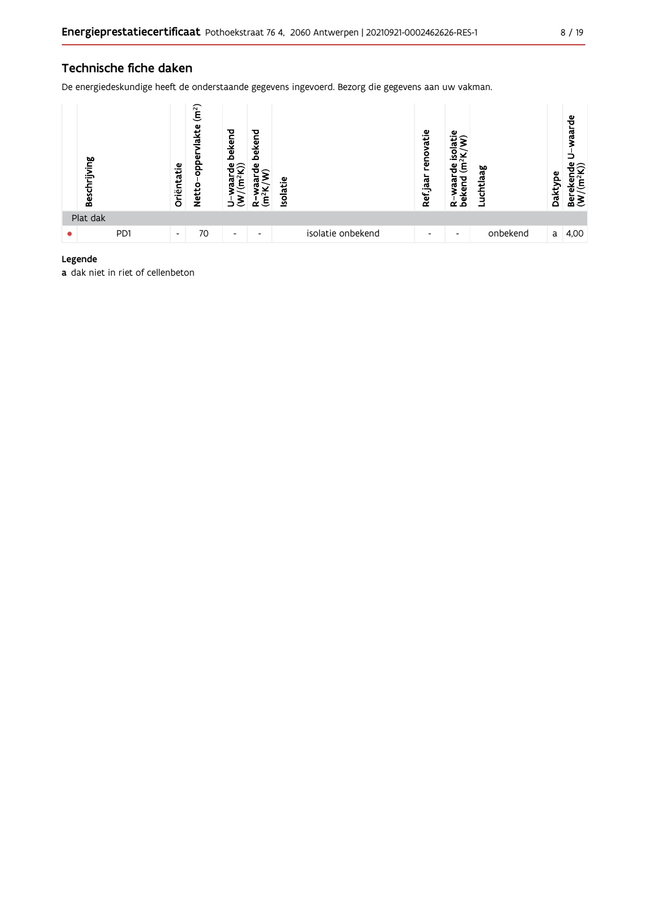## Technische fiche daken

De energiedeskundige heeft de onderstaande gegevens ingevoerd. Bezorg die gegevens aan uw vakman.

| | Beschrijving | Oriëntatie | Netto-oppervlakte ($m^2$) | U-waarde bekend ($W/(m^2K)$) | R-waarde bekend ($m^2K/W$) | Isolatie | Ref.jaar renovatie | R-waarde isolatie bekend ($m^2K/W$) | Luchtlaag | Daktype | Berekende U-waarde ($W/(m^2K)$) |
|---|---|---|---|---|---|---|---|---|---|---|---|
| Plat dak | | | | | | | | | | | |
| • | PD1 | - | 70 | - | - | isolatie onbekend | - | - | onbekend | a | 4,00 |

**Legende**

**a** dak niet in riet of cellenbeton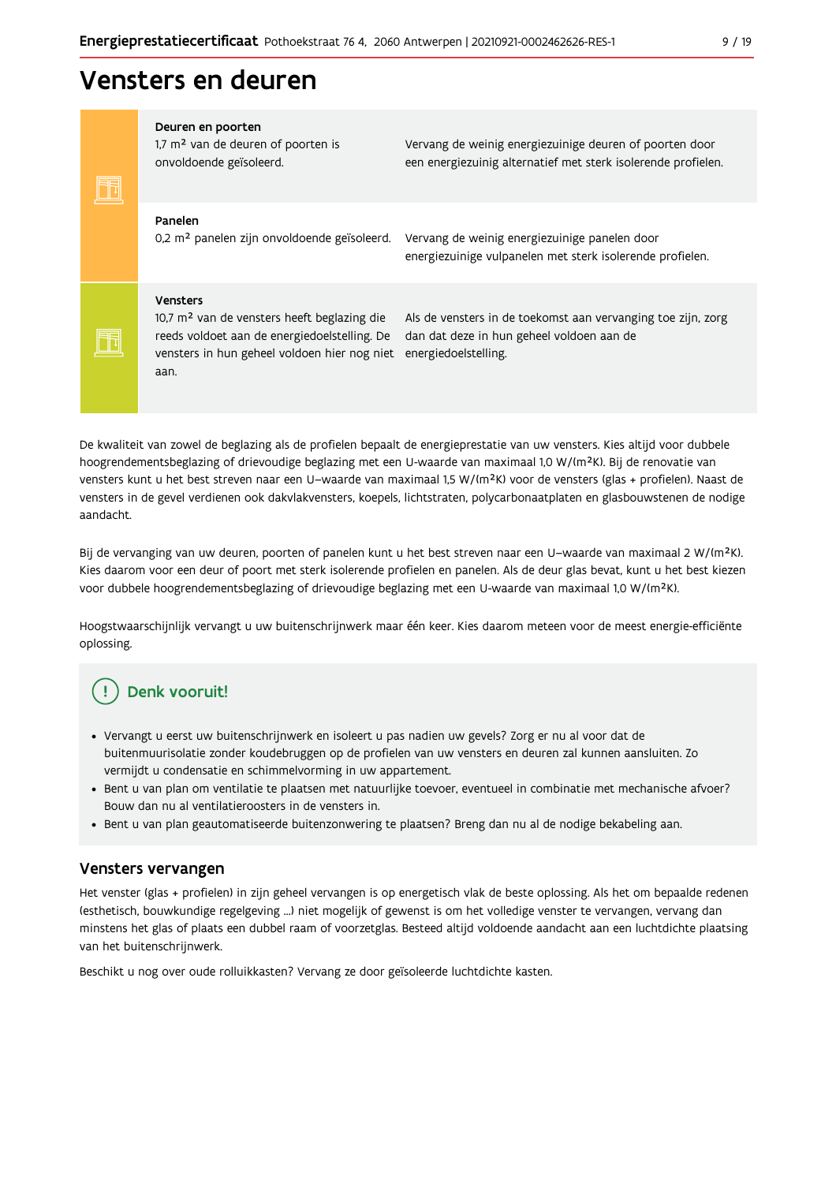# Vensters en deuren

| | | |
|---|---|---|
| **Deuren en poorten** | 1,7 m² van de deuren of poorten is onvoldoende geïsoleerd. | Vervang de weinig energiezuinige deuren of poorten door een energiezuinig alternatief met sterk isolerende profielen. |
| **Panelen** | 0,2 m² panelen zijn onvoldoende geïsoleerd. | Vervang de weinig energiezuinige panelen door energiezuinige vulpanelen met sterk isolerende profielen. |
| **Vensters** | 10,7 m² van de vensters heeft beglazing die reeds voldoet aan de energiedoelstelling. De vensters in hun geheel voldoen hier nog niet aan. | Als de vensters in de toekomst aan vervanging toe zijn, zorg dan dat deze in hun geheel voldoen aan de energiedoelstelling. |

De kwaliteit van zowel de beglazing als de profielen bepaalt de energieprestatie van uw vensters. Kies altijd voor dubbele hoogrendementsbeglazing of drievoudige beglazing met een U-waarde van maximaal 1,0 W/(m²K). Bij de renovatie van vensters kunt u het best streven naar een U–waarde van maximaal 1,5 W/(m²K) voor de vensters (glas + profielen). Naast de vensters in de gevel verdienen ook dakvlakvensters, koepels, lichtstraten, polycarbonaatplaten en glasbouwstenen de nodige aandacht.

Bij de vervanging van uw deuren, poorten of panelen kunt u het best streven naar een U–waarde van maximaal 2 W/(m²K). Kies daarom voor een deur of poort met sterk isolerende profielen en panelen. Als de deur glas bevat, kunt u het best kiezen voor dubbele hoogrendementsbeglazing of drievoudige beglazing met een U-waarde van maximaal 1,0 W/(m²K).

Hoogstwaarschijnlijk vervangt u uw buitenschrijnwerk maar één keer. Kies daarom meteen voor de meest energie-efficiënte oplossing.

## Denk vooruit!

- Vervangt u eerst uw buitenschrijnwerk en isoleert u pas nadien uw gevels? Zorg er nu al voor dat de buitenmuurisolatie zonder koudebruggen op de profielen van uw vensters en deuren zal kunnen aansluiten. Zo vermijdt u condensatie en schimmelvorming in uw appartement.
- Bent u van plan om ventilatie te plaatsen met natuurlijke toevoer, eventueel in combinatie met mechanische afvoer? Bouw dan nu al ventilatieroosters in de vensters in.
- Bent u van plan geautomatiseerde buitenzonwering te plaatsen? Breng dan nu al de nodige bekabeling aan.

## Vensters vervangen

Het venster (glas + profielen) in zijn geheel vervangen is op energetisch vlak de beste oplossing. Als het om bepaalde redenen (esthetisch, bouwkundige regelgeving ...) niet mogelijk of gewenst is om het volledige venster te vervangen, vervang dan minstens het glas of plaats een dubbel raam of voorzetglas. Besteed altijd voldoende aandacht aan een luchtdichte plaatsing van het buitenschrijnwerk.

Beschikt u nog over oude rolluikkasten? Vervang ze door geïsoleerde luchtdichte kasten.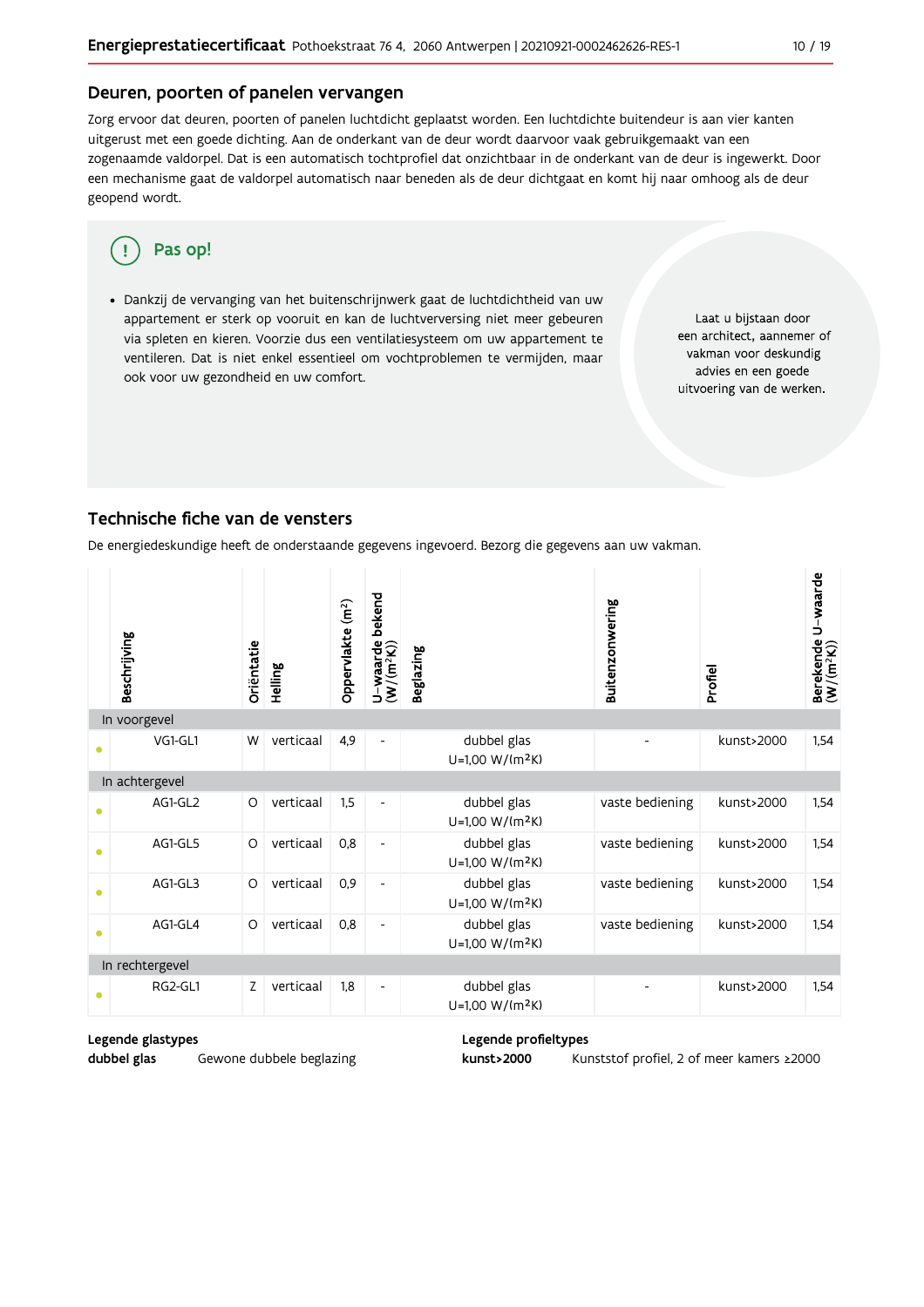## Deuren, poorten of panelen vervangen

Zorg ervoor dat deuren, poorten of panelen luchtdicht geplaatst worden. Een luchtdichte buitendeur is aan vier kanten uitgerust met een goede dichting. Aan de onderkant van de deur wordt daarvoor vaak gebruikgemaakt van een zogenaamde valdorpel. Dat is een automatisch tochtprofiel dat onzichtbaar in de onderkant van de deur is ingewerkt. Door een mechanisme gaat de valdorpel automatisch naar beneden als de deur dichtgaat en komt hij naar omhoog als de deur geopend wordt.

**Pas op!**

- Dankzij de vervanging van het buitenschrijnwerk gaat de luchtdichtheid van uw appartement er sterk op vooruit en kan de luchtverversing niet meer gebeuren via spleten en kieren. Voorzie dus een ventilatiesysteem om uw appartement te ventileren. Dat is niet enkel essentieel om vochtproblemen te vermijden, maar ook voor uw gezondheid en uw comfort.

Laat u bijstaan door een architect, aannemer of vakman voor deskundig advies en een goede uitvoering van de werken.

## Technische fiche van de vensters

De energiedeskundige heeft de onderstaande gegevens ingevoerd. Bezorg die gegevens aan uw vakman.

| | Beschrijving | Oriëntatie | Helling | Oppervlakte (m²) | U-waarde bekend (W/(m²K)) | Beglazing | Buitenzonwering | Profiel | Berekende U-waarde (W/(m²K)) |
|---|---|---|---|---|---|---|---|---|---|
| **In voorgevel** | | | | | | | | | |
| • | VG1-GL1 | W | verticaal | 4,9 | - | dubbel glas U=1,00 W/(m²K) | - | kunst>2000 | 1,54 |
| **In achtergevel** | | | | | | | | | |
| • | AG1-GL2 | O | verticaal | 1,5 | - | dubbel glas U=1,00 W/(m²K) | vaste bediening | kunst>2000 | 1,54 |
| • | AG1-GL5 | O | verticaal | 0,8 | - | dubbel glas U=1,00 W/(m²K) | vaste bediening | kunst>2000 | 1,54 |
| • | AG1-GL3 | O | verticaal | 0,9 | - | dubbel glas U=1,00 W/(m²K) | vaste bediening | kunst>2000 | 1,54 |
| • | AG1-GL4 | O | verticaal | 0,8 | - | dubbel glas U=1,00 W/(m²K) | vaste bediening | kunst>2000 | 1,54 |
| **In rechtergevel** | | | | | | | | | |
| • | RG2-GL1 | Z | verticaal | 1,8 | - | dubbel glas U=1,00 W/(m²K) | - | kunst>2000 | 1,54 |

**Legende glastypes**

**dubbel glas** Gewone dubbele beglazing

**Legende profieltypes**

**kunst>2000** Kunststof profiel, 2 of meer kamers ≥2000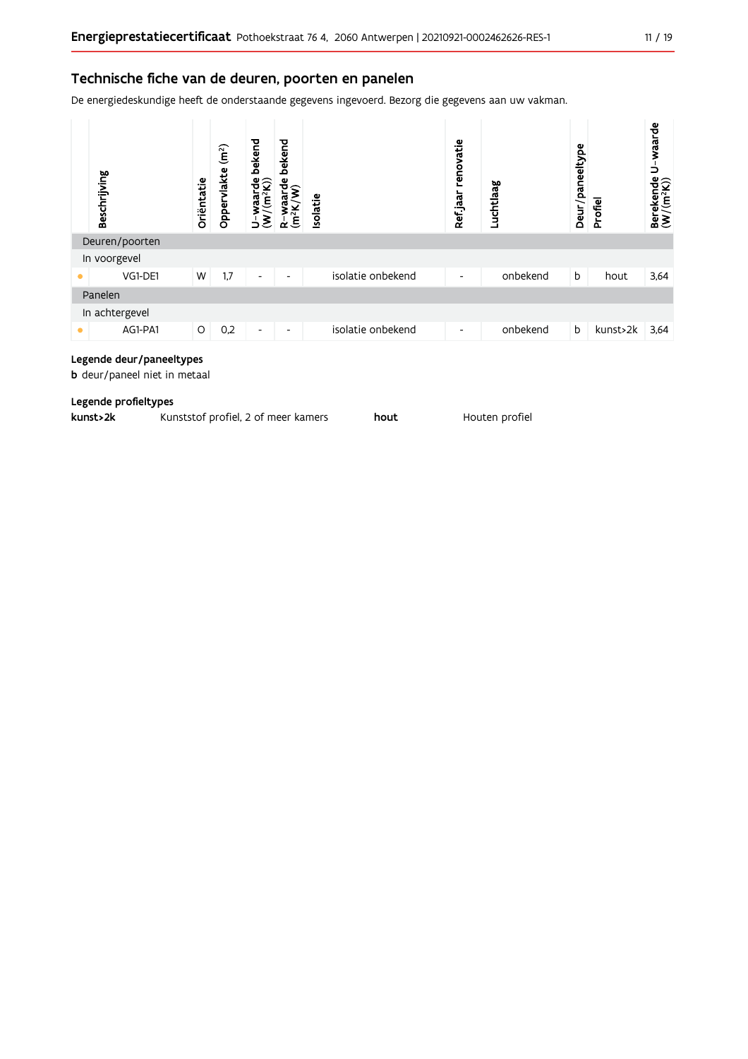## Technische fiche van de deuren, poorten en panelen

De energiedeskundige heeft de onderstaande gegevens ingevoerd. Bezorg die gegevens aan uw vakman.

| | Beschrijving | Oriëntatie | Oppervlakte (m²) | U-waarde bekend (W/(m²K)) | R-waarde bekend (m²K/W) | Isolatie | Ref.jaar renovatie | Luchtlaag | Deur/paneeltype | Profiel | Berekende U-waarde (W/(m²K)) |
|---|---|---|---|---|---|---|---|---|---|---|---|
| Deuren/poorten | | | | | | | | | | | |
| In voorgevel | | | | | | | | | | | |
| • | VG1-DE1 | W | 1,7 | - | - | isolatie onbekend | - | onbekend | b | hout | 3,64 |
| Panelen | | | | | | | | | | | |
| In achtergevel | | | | | | | | | | | |
| • | AG1-PA1 | O | 0,2 | - | - | isolatie onbekend | - | onbekend | b | kunst>2k | 3,64 |

**Legende deur/paneeltypes**

**b** deur/paneel niet in metaal

**Legende profieltypes**

**kunst>2k** Kunststof profiel, 2 of meer kamers

**hout** Houten profiel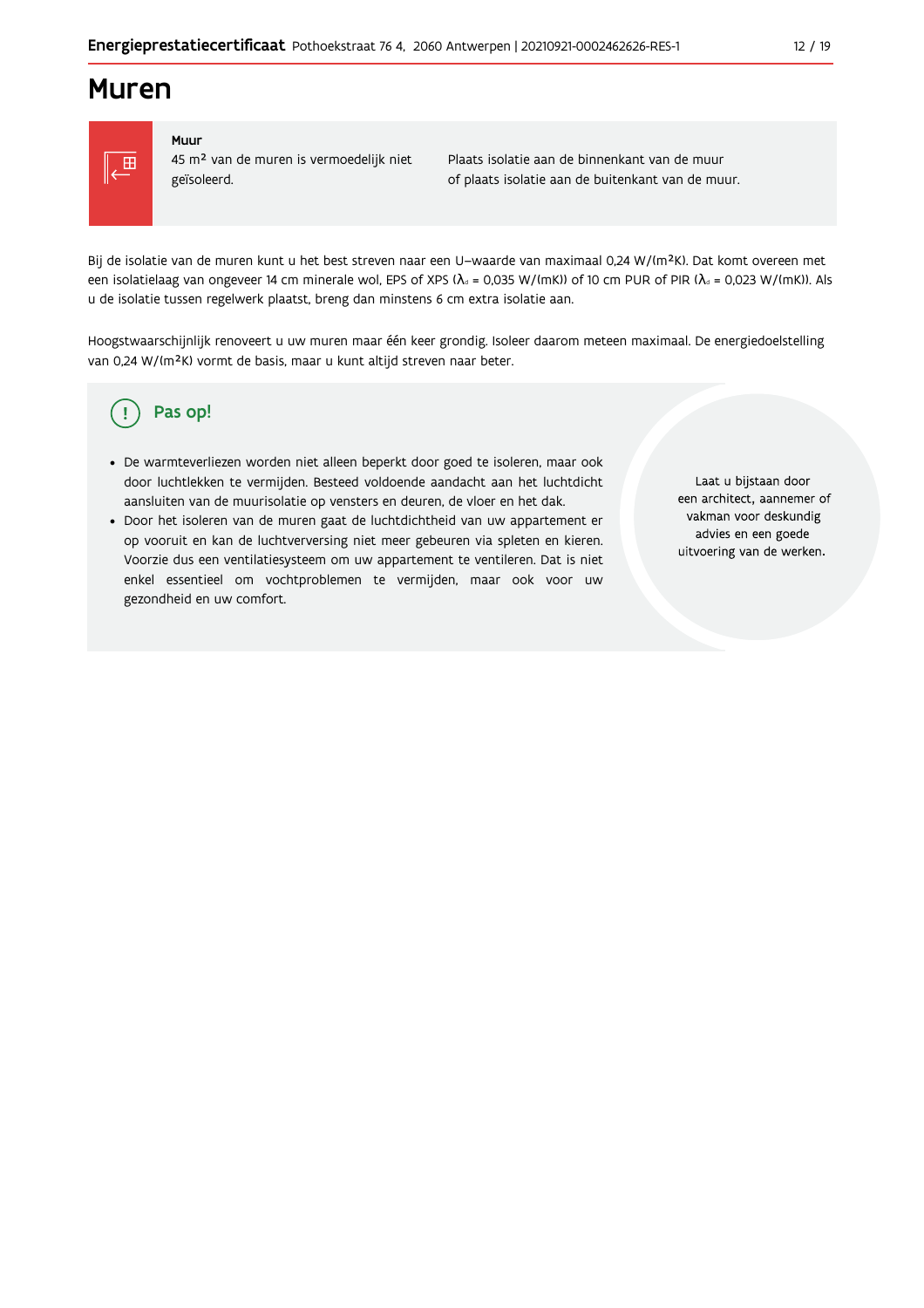# Muren

| Muur | |
|---|---|
| 45 m² van de muren is vermoedelijk niet geïsoleerd. | Plaats isolatie aan de binnenkant van de muur of plaats isolatie aan de buitenkant van de muur. |

Bij de isolatie van de muren kunt u het best streven naar een U-waarde van maximaal 0,24 W/(m²K). Dat komt overeen met een isolatielaag van ongeveer 14 cm minerale wol, EPS of XPS ($\lambda_d$ = 0,035 W/(mK)) of 10 cm PUR of PIR ($\lambda_d$ = 0,023 W/(mK)). Als u de isolatie tussen regelwerk plaatst, breng dan minstens 6 cm extra isolatie aan.

Hoogstwaarschijnlijk renoveert u uw muren maar één keer grondig. Isoleer daarom meteen maximaal. De energiedoelstelling van 0,24 W/(m²K) vormt de basis, maar u kunt altijd streven naar beter.

## Pas op!

- De warmteverliezen worden niet alleen beperkt door goed te isoleren, maar ook door luchtlekken te vermijden. Besteed voldoende aandacht aan het luchtdicht aansluiten van de muurisolatie op vensters en deuren, de vloer en het dak.
- Door het isoleren van de muren gaat de luchtdichtheid van uw appartement er op vooruit en kan de luchtverversing niet meer gebeuren via spleten en kieren. Voorzie dus een ventilatiesysteem om uw appartement te ventileren. Dat is niet enkel essentieel om vochtproblemen te vermijden, maar ook voor uw gezondheid en uw comfort.

Laat u bijstaan door een architect, aannemer of vakman voor deskundig advies en een goede uitvoering van de werken.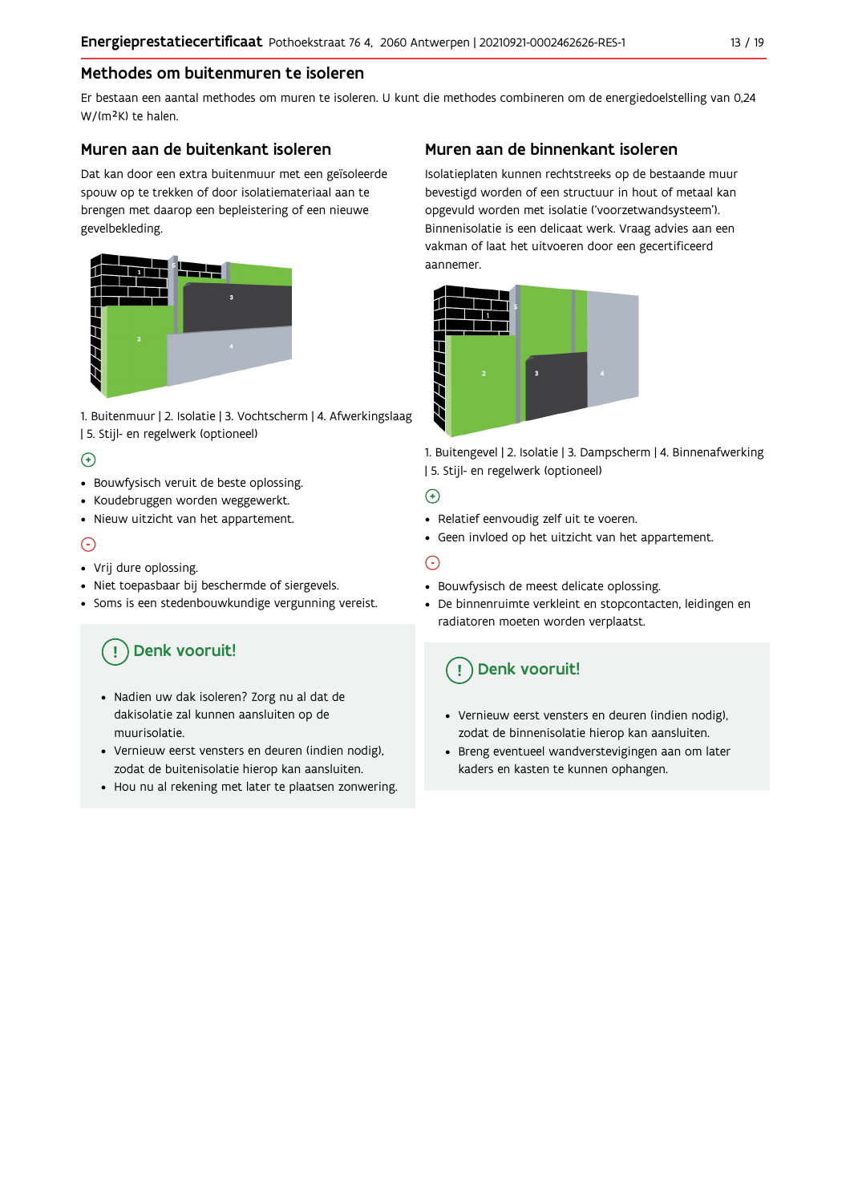## Methodes om buitenmuren te isoleren

Er bestaan een aantal methodes om muren te isoleren. U kunt die methodes combineren om de energiedoelstelling van 0,24 W/(m²K) te halen.

### Muren aan de buitenkant isoleren

Dat kan door een extra buitenmuur met een geïsoleerde spouw op te trekken of door isolatiemateriaal aan te brengen met daarop een bepleistering of een nieuwe gevelbekleding.

1. Buitenmuur | 2. Isolatie | 3. Vochtscherm | 4. Afwerkingslaag | 5. Stijl- en regelwerk (optioneel)

(+)

- Bouwfysisch veruit de beste oplossing.
- Koudebruggen worden weggewerkt.
- Nieuw uitzicht van het appartement.

(-)

- Vrij dure oplossing.
- Niet toepasbaar bij beschermde of siergevels.
- Soms is een stedenbouwkundige vergunning vereist.

#### (!) Denk vooruit!

- Nadien uw dak isoleren? Zorg nu al dat de dakisolatie zal kunnen aansluiten op de muurisolatie.
- Vernieuw eerst vensters en deuren (indien nodig), zodat de buitenisolatie hierop kan aansluiten.
- Hou nu al rekening met later te plaatsen zonwering.

### Muren aan de binnenkant isoleren

Isolatieplaten kunnen rechtstreeks op de bestaande muur bevestigd worden of een structuur in hout of metaal kan opgevuld worden met isolatie ('voorzetwandsysteem'). Binnenisolatie is een delicaat werk. Vraag advies aan een vakman of laat het uitvoeren door een gecertificeerd aannemer.

1. Buitengevel | 2. Isolatie | 3. Dampscherm | 4. Binnenafwerking | 5. Stijl- en regelwerk (optioneel)

(+)

- Relatief eenvoudig zelf uit te voeren.
- Geen invloed op het uitzicht van het appartement.

(-)

- Bouwfysisch de meest delicate oplossing.
- De binnenruimte verkleint en stopcontacten, leidingen en radiatoren moeten worden verplaatst.

#### (!) Denk vooruit!

- Vernieuw eerst vensters en deuren (indien nodig), zodat de binnenisolatie hierop kan aansluiten.
- Breng eventueel wandverstevigingen aan om later kaders en kasten te kunnen ophangen.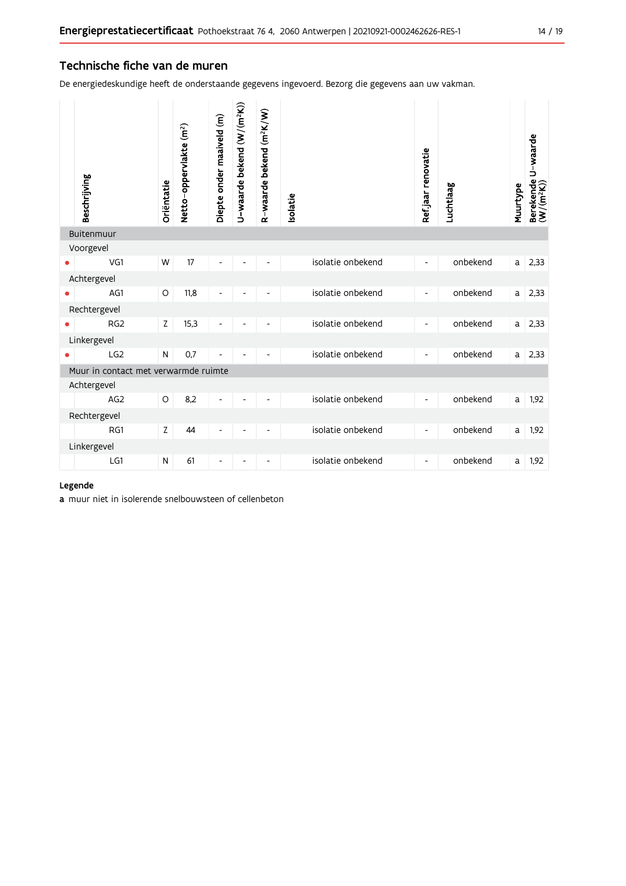## Technische fiche van de muren

De energiedeskundige heeft de onderstaande gegevens ingevoerd. Bezorg die gegevens aan uw vakman.

| | Beschrijving | Oriëntatie | Netto-oppervlakte ($m^2$) | Diepte onder maaiveld (m) | U-waarde bekend ($W/(m^2K)$) | R-waarde bekend ($m^2K/W$) | Isolatie | Ref.jaar renovatie | Luchtlaag | Muurtype | Berekende U-waarde ($W/(m^2K)$) |
|---|---|---|---|---|---|---|---|---|---|---|---|
| | **Buitenmuur** | | | | | | | | | | |
| | Voorgevel | | | | | | | | | | |
| • | VG1 | W | 17 | - | - | - | isolatie onbekend | - | onbekend | a | 2,33 |
| | Achtergevel | | | | | | | | | | |
| • | AG1 | O | 11,8 | - | - | - | isolatie onbekend | - | onbekend | a | 2,33 |
| | Rechtergevel | | | | | | | | | | |
| • | RG2 | Z | 15,3 | - | - | - | isolatie onbekend | - | onbekend | a | 2,33 |
| | Linkergevel | | | | | | | | | | |
| • | LG2 | N | 0,7 | - | - | - | isolatie onbekend | - | onbekend | a | 2,33 |
| | **Muur in contact met verwarmde ruimte** | | | | | | | | | | |
| | Achtergevel | | | | | | | | | | |
| | AG2 | O | 8,2 | - | - | - | isolatie onbekend | - | onbekend | a | 1,92 |
| | Rechtergevel | | | | | | | | | | |
| | RG1 | Z | 44 | - | - | - | isolatie onbekend | - | onbekend | a | 1,92 |
| | Linkergevel | | | | | | | | | | |
| | LG1 | N | 61 | - | - | - | isolatie onbekend | - | onbekend | a | 1,92 |

**Legende**

**a** muur niet in isolerende snelbouwsteen of cellenbeton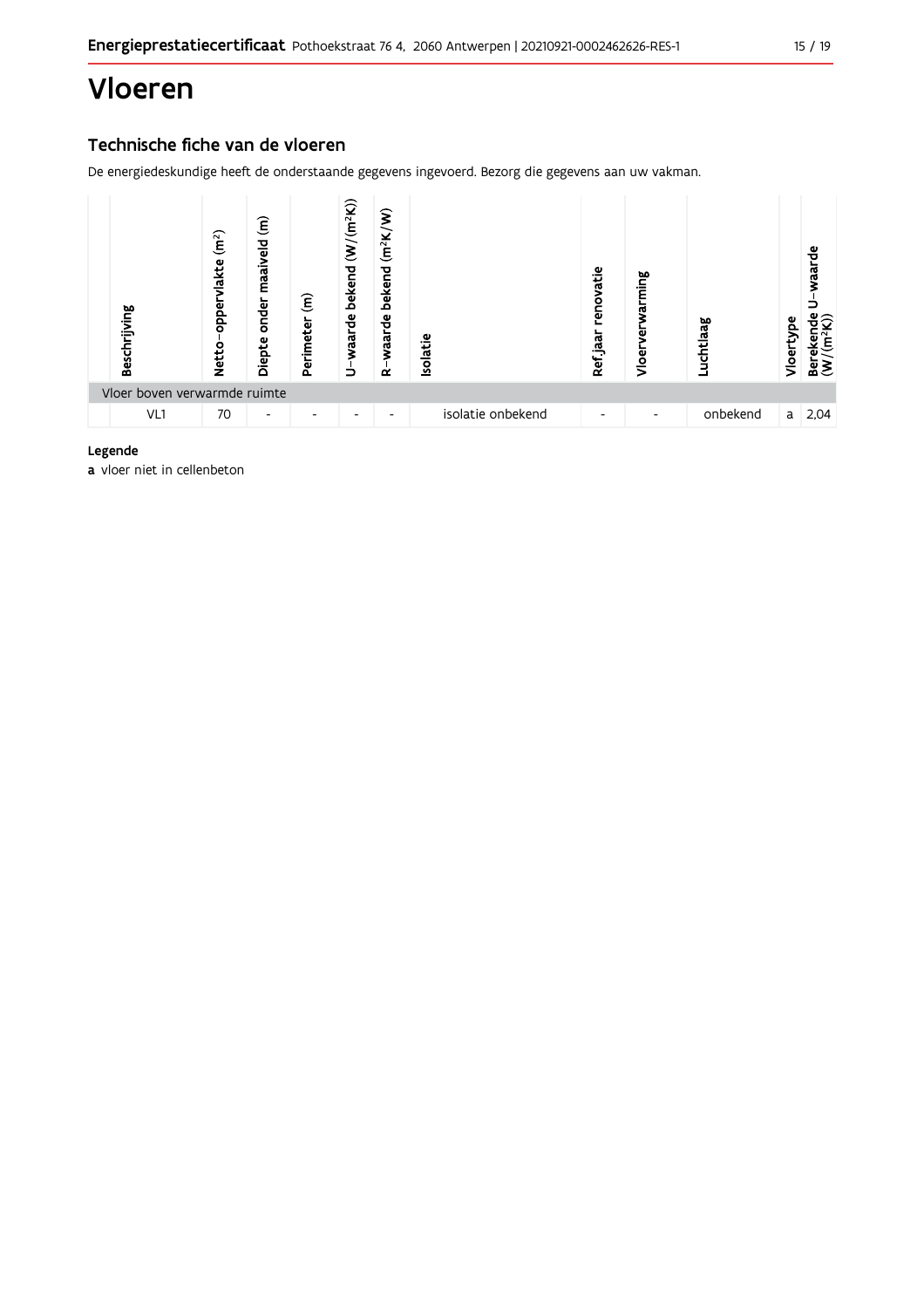# Vloeren

## Technische fiche van de vloeren

De energiedeskundige heeft de onderstaande gegevens ingevoerd. Bezorg die gegevens aan uw vakman.

| | Beschrijving | Netto-oppervlakte ($m^2$) | Diepte onder maaiveld (m) | Perimeter (m) | U-waarde bekend ($W/(m^2K)$) | R-waarde bekend ($m^2K/W$) | Isolatie | Ref.jaar renovatie | Vloerverwarming | Luchtlaag | Vloertype | Berekende U-waarde ($W/(m^2K)$) |
|---|---|---|---|---|---|---|---|---|---|---|---|---|
| Vloer boven verwarmde ruimte | | | | | | | | | | | | |
| | VL1 | 70 | - | - | - | - | isolatie onbekend | - | - | onbekend | a | 2,04 |

**Legende**

**a** vloer niet in cellenbeton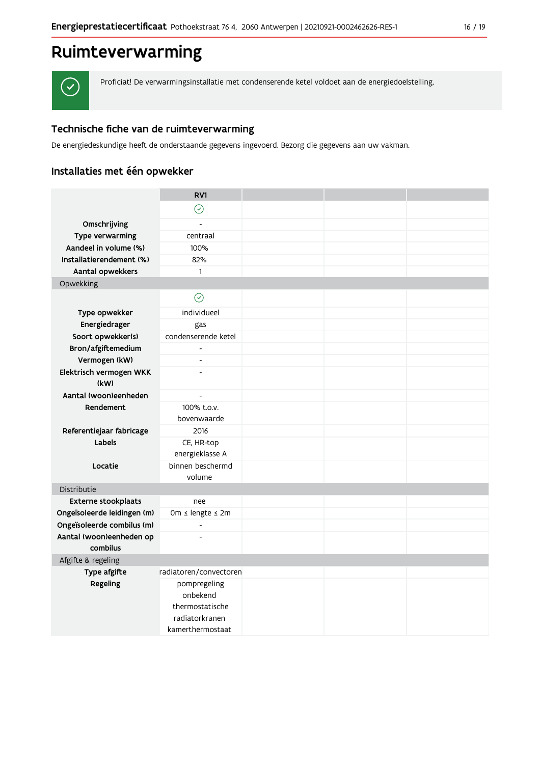# Ruimteverwarming

Proficiat! De verwarmingsinstallatie met condenserende ketel voldoet aan de energiedoelstelling.

## Technische fiche van de ruimteverwarming

De energiedeskundige heeft de onderstaande gegevens ingevoerd. Bezorg die gegevens aan uw vakman.

### Installaties met één opwekker

| | RV1 | | | |
|---|---|---|---|---|
| | ✓ | | | |
| Omschrijving | - | | | |
| Type verwarming | centraal | | | |
| Aandeel in volume (%) | 100% | | | |
| Installatierendement (%) | 82% | | | |
| Aantal opwekkers | 1 | | | |
| **Opwekking** | | | | |
| | ✓ | | | |
| Type opwekker | individueel | | | |
| Energiedrager | gas | | | |
| Soort opwekker(s) | condenserende ketel | | | |
| Bron/afgiftemedium | - | | | |
| Vermogen (kW) | - | | | |
| Elektrisch vermogen WKK (kW) | - | | | |
| Aantal (woon)eenheden | - | | | |
| Rendement | 100% t.o.v. bovenwaarde | | | |
| Referentiejaar fabricage | 2016 | | | |
| Labels | CE, HR-top energieklasse A | | | |
| Locatie | binnen beschermd volume | | | |
| **Distributie** | | | | |
| Externe stookplaats | nee | | | |
| Ongeïsoleerde leidingen (m) | 0m ≤ lengte ≤ 2m | | | |
| Ongeïsoleerde combilus (m) | - | | | |
| Aantal (woon)eenheden op combilus | - | | | |
| **Afgifte & regeling** | | | | |
| Type afgifte | radiatoren/convectoren | | | |
| Regeling | pompregeling onbekend thermostatische radiatorkranen kamerthermostaat | | | |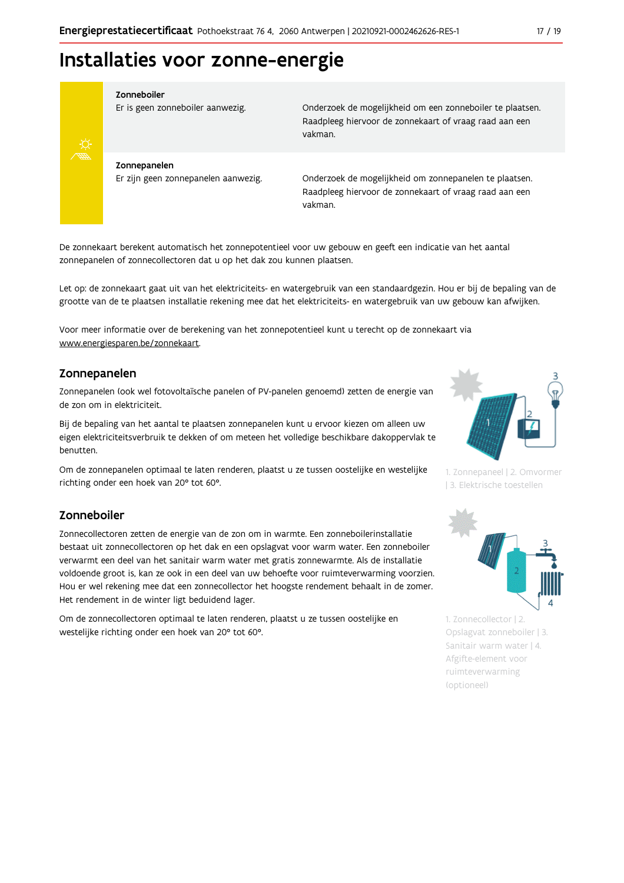# Installaties voor zonne-energie

| | | |
|---|---|---|
| **Zonneboiler** | Er is geen zonneboiler aanwezig. | Onderzoek de mogelijkheid om een zonneboiler te plaatsen. Raadpleeg hiervoor de zonnekaart of vraag raad aan een vakman. |
| **Zonnepanelen** | Er zijn geen zonnepanelen aanwezig. | Onderzoek de mogelijkheid om zonnepanelen te plaatsen. Raadpleeg hiervoor de zonnekaart of vraag raad aan een vakman. |

De zonnekaart berekent automatisch het zonnepotentieel voor uw gebouw en geeft een indicatie van het aantal zonnepanelen of zonnecollectoren dat u op het dak zou kunnen plaatsen.

Let op: de zonnekaart gaat uit van het elektriciteits- en watergebruik van een standaardgezin. Hou er bij de bepaling van de grootte van de te plaatsen installatie rekening mee dat het elektriciteits- en watergebruik van uw gebouw kan afwijken.

Voor meer informatie over de berekening van het zonnepotentieel kunt u terecht op de zonnekaart via www.energiesparen.be/zonnekaart.

## Zonnepanelen

Zonnepanelen (ook wel fotovoltaïsche panelen of PV-panelen genoemd) zetten de energie van de zon om in elektriciteit.

Bij de bepaling van het aantal te plaatsen zonnepanelen kunt u ervoor kiezen om alleen uw eigen elektriciteitsverbruik te dekken of om meteen het volledige beschikbare dakoppervlak te benutten.

Om de zonnepanelen optimaal te laten renderen, plaatst u ze tussen oostelijke en westelijke richting onder een hoek van 20° tot 60°.

1. Zonnepaneel | 2. Omvormer | 3. Elektrische toestellen

## Zonneboiler

Zonnecollectoren zetten de energie van de zon om in warmte. Een zonneboilerinstallatie bestaat uit zonnecollectoren op het dak en een opslagvat voor warm water. Een zonneboiler verwarmt een deel van het sanitair warm water met gratis zonnewarmte. Als de installatie voldoende groot is, kan ze ook in een deel van uw behoefte voor ruimteverwarming voorzien. Hou er wel rekening mee dat een zonnecollector het hoogste rendement behaalt in de zomer. Het rendement in de winter ligt beduidend lager.

Om de zonnecollectoren optimaal te laten renderen, plaatst u ze tussen oostelijke en westelijke richting onder een hoek van 20° tot 60°.

1. Zonnecollector | 2. Opslagvat zonneboiler | 3. Sanitair warm water | 4. Afgifte-element voor ruimteverwarming (optioneel)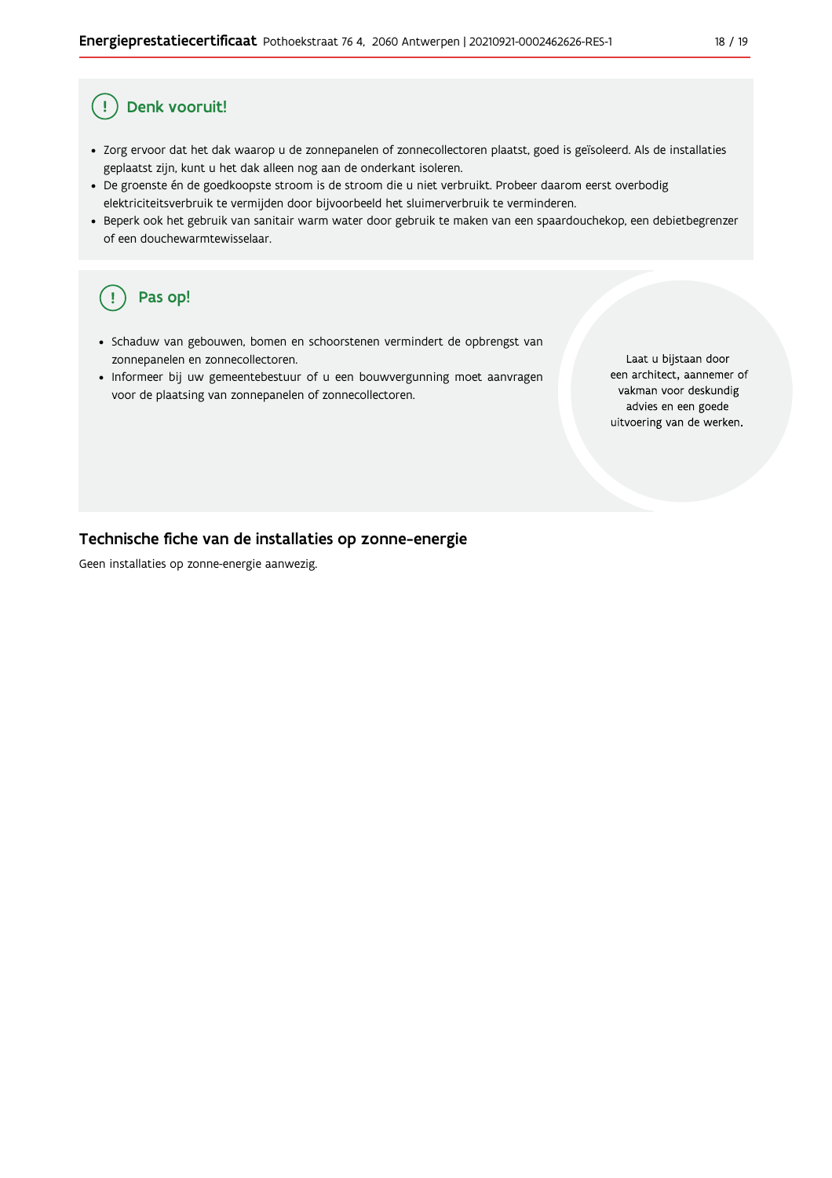## Denk vooruit!

- Zorg ervoor dat het dak waarop u de zonnepanelen of zonnecollectoren plaatst, goed is geïsoleerd. Als de installaties geplaatst zijn, kunt u het dak alleen nog aan de onderkant isoleren.
- De groenste én de goedkoopste stroom is de stroom die u niet verbruikt. Probeer daarom eerst overbodig elektriciteitsverbruik te vermijden door bijvoorbeeld het sluimerverbruik te verminderen.
- Beperk ook het gebruik van sanitair warm water door gebruik te maken van een spaardouchekop, een debietbegrenzer of een douchewarmtewisselaar.

## Pas op!

- Schaduw van gebouwen, bomen en schoorstenen vermindert de opbrengst van zonnepanelen en zonnecollectoren.
- Informeer bij uw gemeentebestuur of u een bouwvergunning moet aanvragen voor de plaatsing van zonnepanelen of zonnecollectoren.

Laat u bijstaan door een architect, aannemer of vakman voor deskundig advies en een goede uitvoering van de werken.

## Technische fiche van de installaties op zonne-energie

Geen installaties op zonne-energie aanwezig.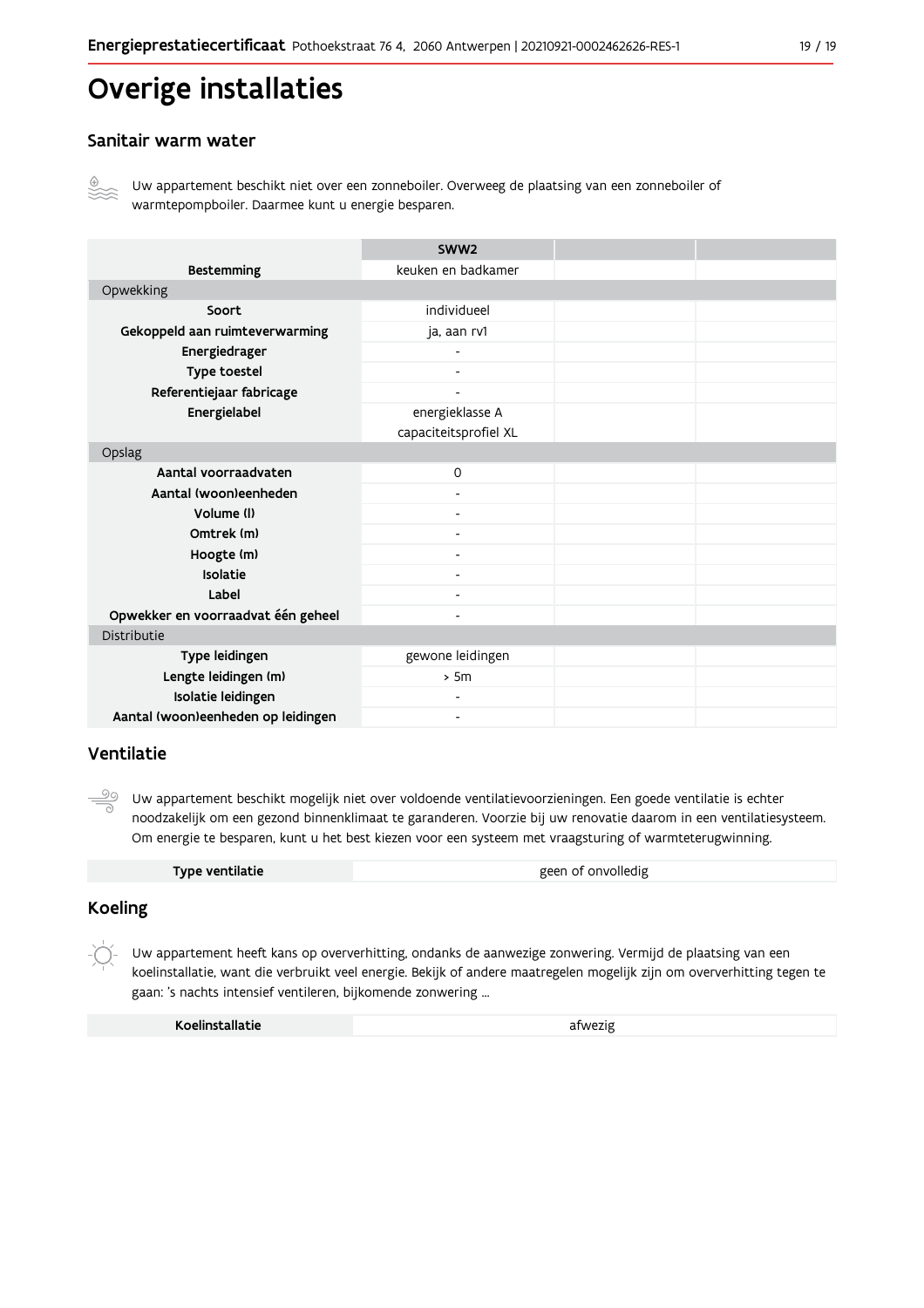# Overige installaties

## Sanitair warm water

Uw appartement beschikt niet over een zonneboiler. Overweeg de plaatsing van een zonneboiler of warmtepompboiler. Daarmee kunt u energie besparen.

| | SWW2 | | |
|---|---|---|---|
| **Bestemming** | keuken en badkamer | | |
| Opwekking | | | |
| **Soort** | individueel | | |
| **Gekoppeld aan ruimteverwarming** | ja, aan rv1 | | |
| **Energiedrager** | - | | |
| **Type toestel** | - | | |
| **Referentiejaar fabricage** | - | | |
| **Energielabel** | energieklasse A capaciteitsprofiel XL | | |
| Opslag | | | |
| **Aantal voorraadvaten** | 0 | | |
| **Aantal (woon)eenheden** | - | | |
| **Volume (l)** | - | | |
| **Omtrek (m)** | - | | |
| **Hoogte (m)** | - | | |
| **Isolatie** | - | | |
| **Label** | - | | |
| **Opwekker en voorraadvat één geheel** | - | | |
| Distributie | | | |
| **Type leidingen** | gewone leidingen | | |
| **Lengte leidingen (m)** | > 5m | | |
| **Isolatie leidingen** | - | | |
| **Aantal (woon)eenheden op leidingen** | - | | |

## Ventilatie

Uw appartement beschikt mogelijk niet over voldoende ventilatievoorzieningen. Een goede ventilatie is echter noodzakelijk om een gezond binnenklimaat te garanderen. Voorzie bij uw renovatie daarom in een ventilatiesysteem. Om energie te besparen, kunt u het best kiezen voor een systeem met vraagsturing of warmteterugwinning.

| | |
|---|---|
| **Type ventilatie** | geen of onvolledig |

## Koeling

Uw appartement heeft kans op oververhitting, ondanks de aanwezige zonwering. Vermijd de plaatsing van een koelinstallatie, want die verbruikt veel energie. Bekijk of andere maatregelen mogelijk zijn om oververhitting tegen te gaan: 's nachts intensief ventileren, bijkomende zonwering ...

| | |
|---|---|
| **Koelinstallatie** | afwezig |